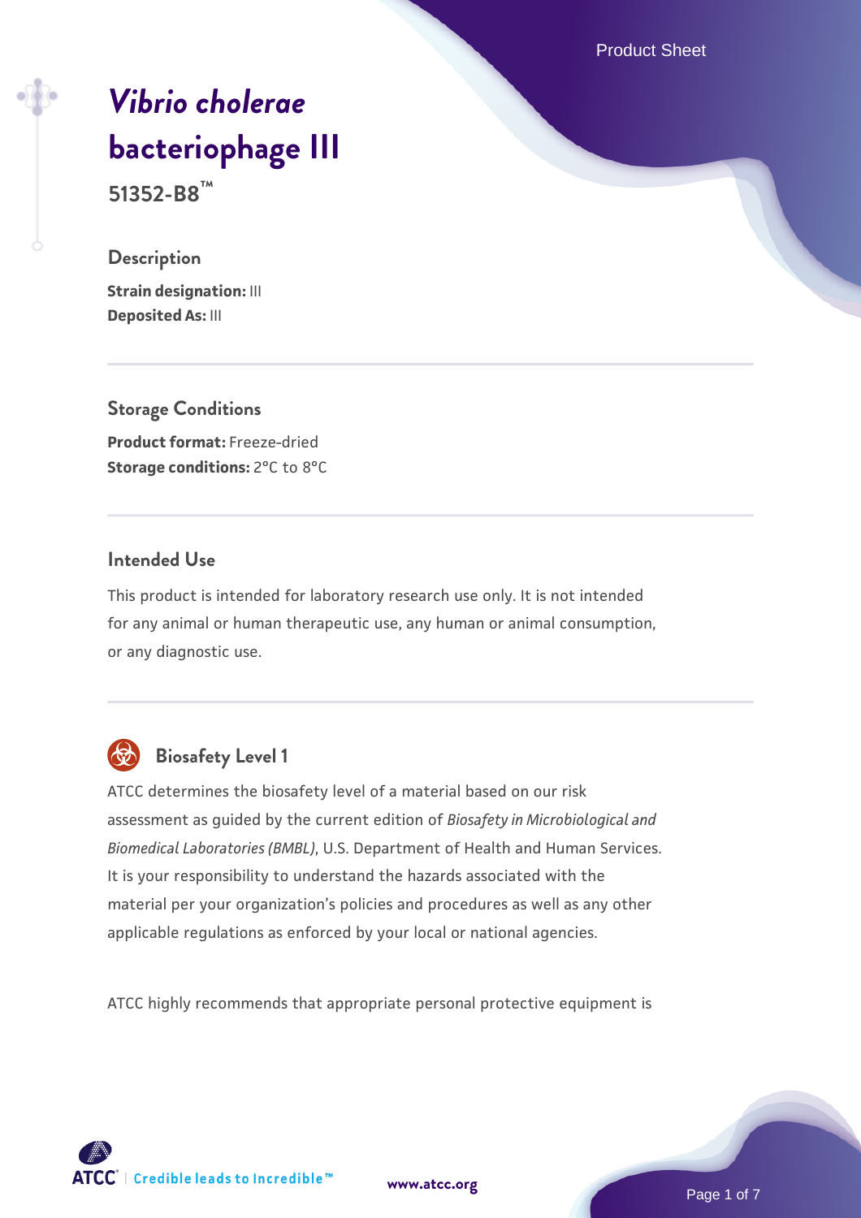# *Vibrio cholerae* bacteriophage III

**51352-B8™**

## Description

**Strain designation:** III
**Deposited As:** III

## Storage Conditions

**Product format:** Freeze-dried
**Storage conditions:** 2°C to 8°C

## Intended Use

This product is intended for laboratory research use only. It is not intended for any animal or human therapeutic use, any human or animal consumption, or any diagnostic use.

## Biosafety Level 1

ATCC determines the biosafety level of a material based on our risk assessment as guided by the current edition of *Biosafety in Microbiological and Biomedical Laboratories (BMBL)*, U.S. Department of Health and Human Services. It is your responsibility to understand the hazards associated with the material per your organization's policies and procedures as well as any other applicable regulations as enforced by your local or national agencies.

ATCC highly recommends that appropriate personal protective equipment is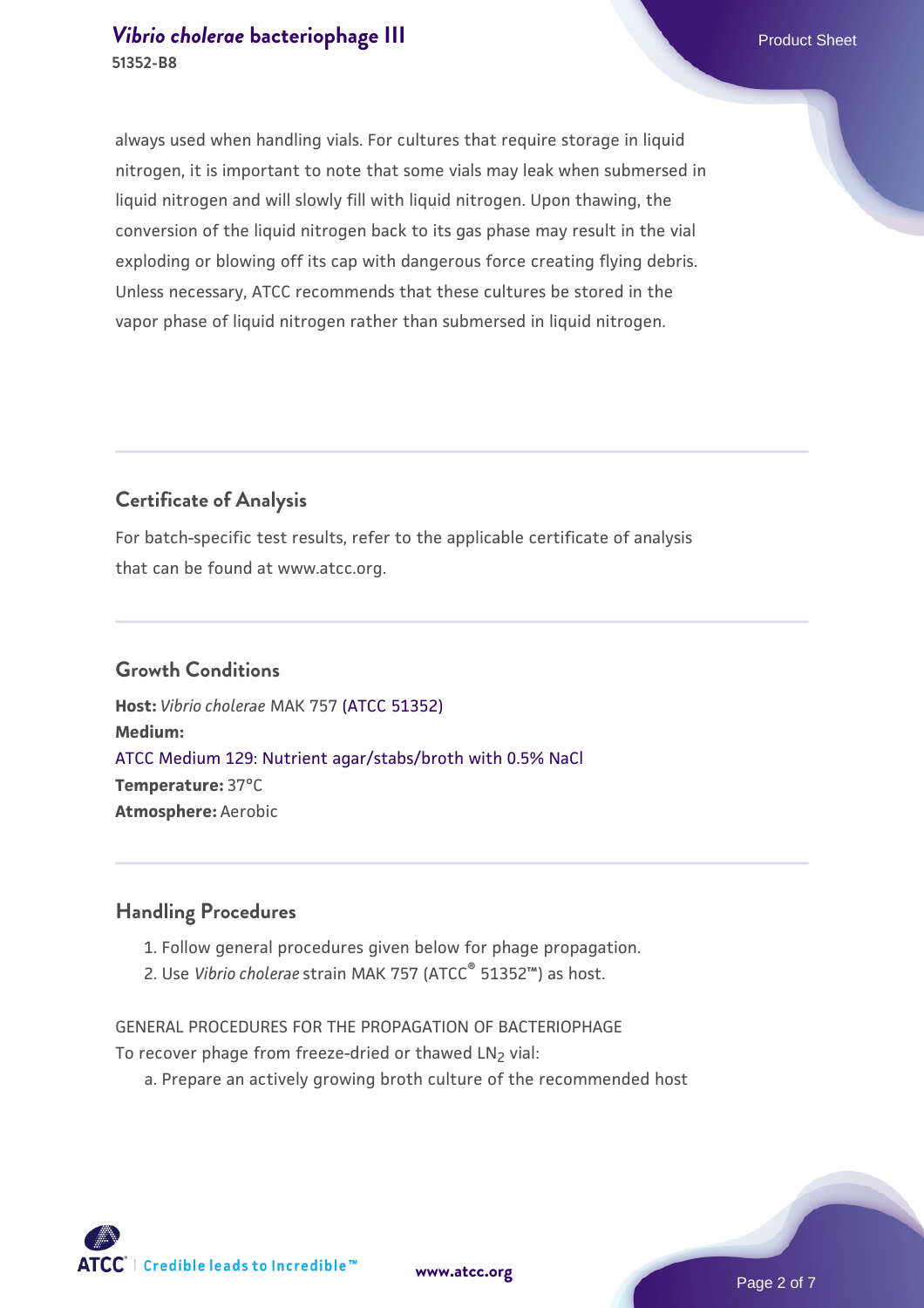always used when handling vials. For cultures that require storage in liquid nitrogen, it is important to note that some vials may leak when submersed in liquid nitrogen and will slowly fill with liquid nitrogen. Upon thawing, the conversion of the liquid nitrogen back to its gas phase may result in the vial exploding or blowing off its cap with dangerous force creating flying debris. Unless necessary, ATCC recommends that these cultures be stored in the vapor phase of liquid nitrogen rather than submersed in liquid nitrogen.

## Certificate of Analysis

For batch-specific test results, refer to the applicable certificate of analysis that can be found at www.atcc.org.

## Growth Conditions

**Host:** *Vibrio cholerae* MAK 757 (ATCC 51352)
**Medium:**
ATCC Medium 129: Nutrient agar/stabs/broth with 0.5% NaCl
**Temperature:** 37°C
**Atmosphere:** Aerobic

## Handling Procedures

1. Follow general procedures given below for phage propagation.
2. Use *Vibrio cholerae* strain MAK 757 (ATCC® 51352™) as host.

GENERAL PROCEDURES FOR THE PROPAGATION OF BACTERIOPHAGE
To recover phage from freeze-dried or thawed $LN_2$ vial:

a. Prepare an actively growing broth culture of the recommended host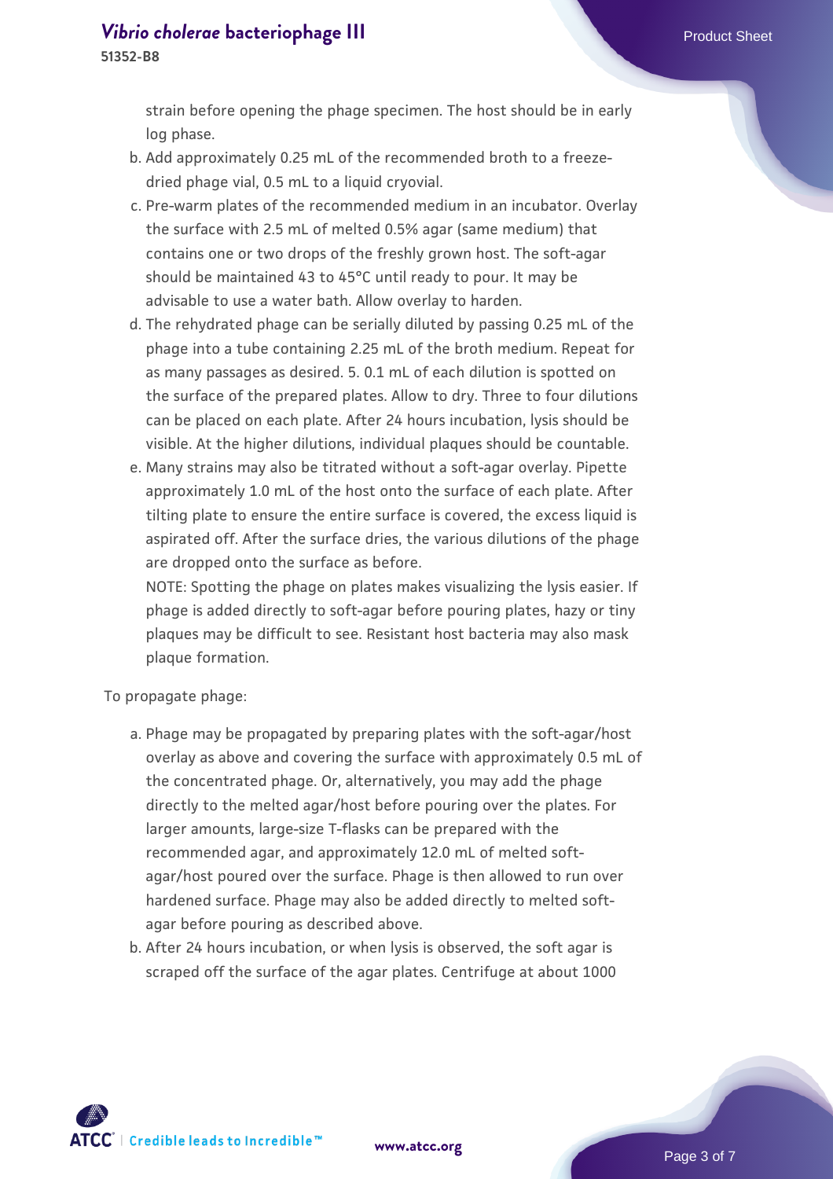strain before opening the phage specimen. The host should be in early log phase.

b. Add approximately 0.25 mL of the recommended broth to a freeze-dried phage vial, 0.5 mL to a liquid cryovial.
c. Pre-warm plates of the recommended medium in an incubator. Overlay the surface with 2.5 mL of melted 0.5% agar (same medium) that contains one or two drops of the freshly grown host. The soft-agar should be maintained 43 to 45°C until ready to pour. It may be advisable to use a water bath. Allow overlay to harden.
d. The rehydrated phage can be serially diluted by passing 0.25 mL of the phage into a tube containing 2.25 mL of the broth medium. Repeat for as many passages as desired. 5. 0.1 mL of each dilution is spotted on the surface of the prepared plates. Allow to dry. Three to four dilutions can be placed on each plate. After 24 hours incubation, lysis should be visible. At the higher dilutions, individual plaques should be countable.
e. Many strains may also be titrated without a soft-agar overlay. Pipette approximately 1.0 mL of the host onto the surface of each plate. After tilting plate to ensure the entire surface is covered, the excess liquid is aspirated off. After the surface dries, the various dilutions of the phage are dropped onto the surface as before.
NOTE: Spotting the phage on plates makes visualizing the lysis easier. If phage is added directly to soft-agar before pouring plates, hazy or tiny plaques may be difficult to see. Resistant host bacteria may also mask plaque formation.

To propagate phage:

a. Phage may be propagated by preparing plates with the soft-agar/host overlay as above and covering the surface with approximately 0.5 mL of the concentrated phage. Or, alternatively, you may add the phage directly to the melted agar/host before pouring over the plates. For larger amounts, large-size T-flasks can be prepared with the recommended agar, and approximately 12.0 mL of melted soft-agar/host poured over the surface. Phage is then allowed to run over hardened surface. Phage may also be added directly to melted soft-agar before pouring as described above.
b. After 24 hours incubation, or when lysis is observed, the soft agar is scraped off the surface of the agar plates. Centrifuge at about 1000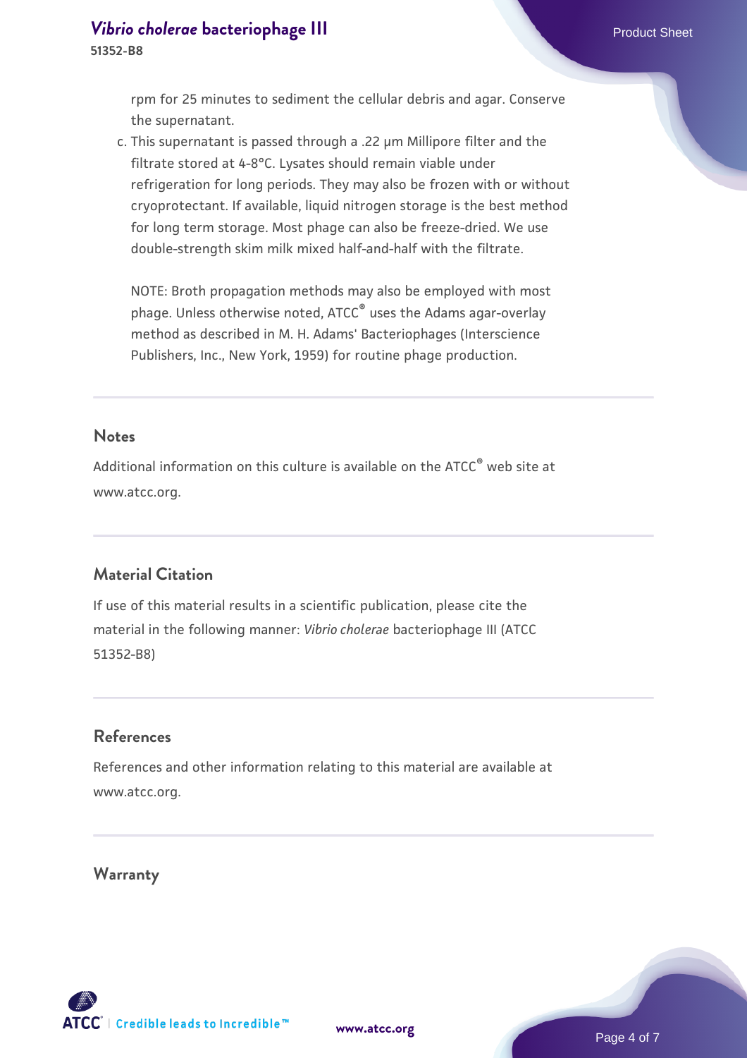rpm for 25 minutes to sediment the cellular debris and agar. Conserve the supernatant.

c. This supernatant is passed through a .22 µm Millipore filter and the filtrate stored at 4-8°C. Lysates should remain viable under refrigeration for long periods. They may also be frozen with or without cryoprotectant. If available, liquid nitrogen storage is the best method for long term storage. Most phage can also be freeze-dried. We use double-strength skim milk mixed half-and-half with the filtrate.

NOTE: Broth propagation methods may also be employed with most phage. Unless otherwise noted, ATCC® uses the Adams agar-overlay method as described in M. H. Adams' Bacteriophages (Interscience Publishers, Inc., New York, 1959) for routine phage production.

## Notes

Additional information on this culture is available on the ATCC® web site at www.atcc.org.

## Material Citation

If use of this material results in a scientific publication, please cite the material in the following manner: *Vibrio cholerae* bacteriophage III (ATCC 51352-B8)

## References

References and other information relating to this material are available at www.atcc.org.

## Warranty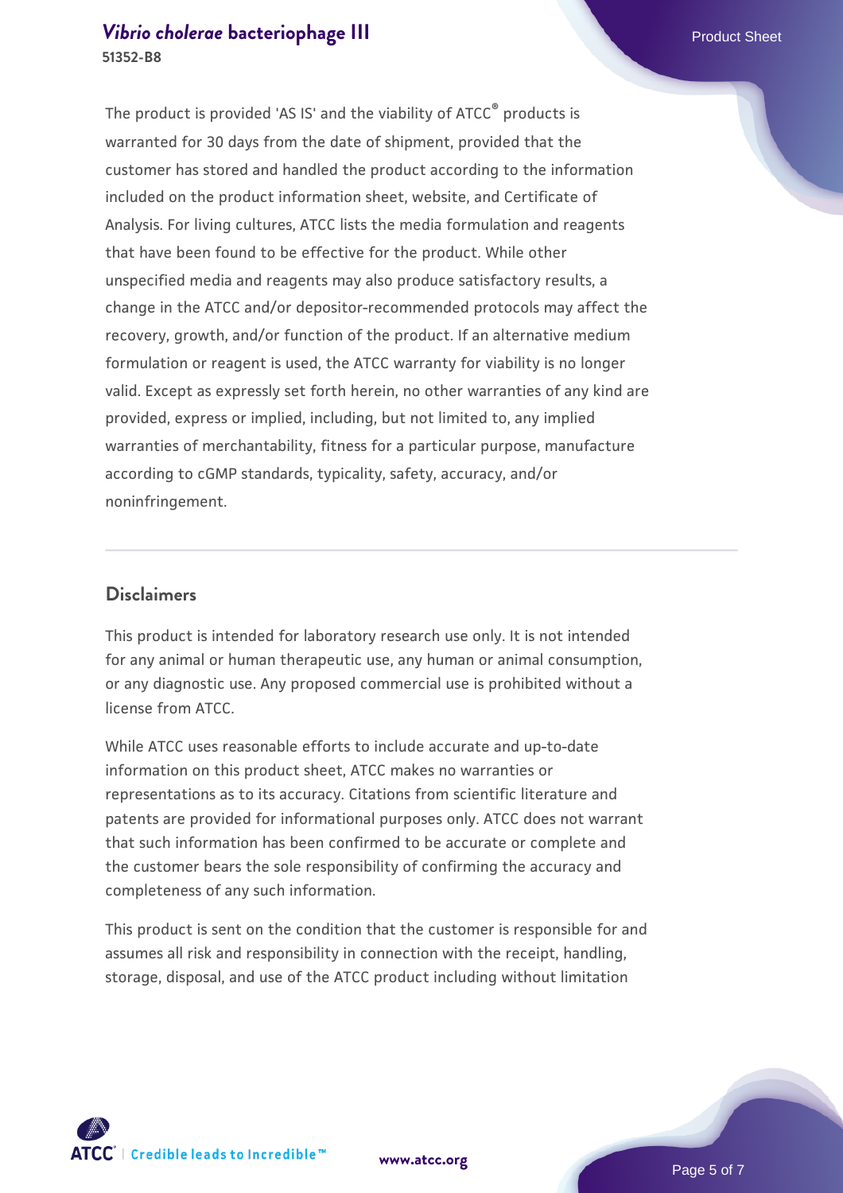The product is provided 'AS IS' and the viability of ATCC® products is warranted for 30 days from the date of shipment, provided that the customer has stored and handled the product according to the information included on the product information sheet, website, and Certificate of Analysis. For living cultures, ATCC lists the media formulation and reagents that have been found to be effective for the product. While other unspecified media and reagents may also produce satisfactory results, a change in the ATCC and/or depositor-recommended protocols may affect the recovery, growth, and/or function of the product. If an alternative medium formulation or reagent is used, the ATCC warranty for viability is no longer valid. Except as expressly set forth herein, no other warranties of any kind are provided, express or implied, including, but not limited to, any implied warranties of merchantability, fitness for a particular purpose, manufacture according to cGMP standards, typicality, safety, accuracy, and/or noninfringement.

## Disclaimers

This product is intended for laboratory research use only. It is not intended for any animal or human therapeutic use, any human or animal consumption, or any diagnostic use. Any proposed commercial use is prohibited without a license from ATCC.

While ATCC uses reasonable efforts to include accurate and up-to-date information on this product sheet, ATCC makes no warranties or representations as to its accuracy. Citations from scientific literature and patents are provided for informational purposes only. ATCC does not warrant that such information has been confirmed to be accurate or complete and the customer bears the sole responsibility of confirming the accuracy and completeness of any such information.

This product is sent on the condition that the customer is responsible for and assumes all risk and responsibility in connection with the receipt, handling, storage, disposal, and use of the ATCC product including without limitation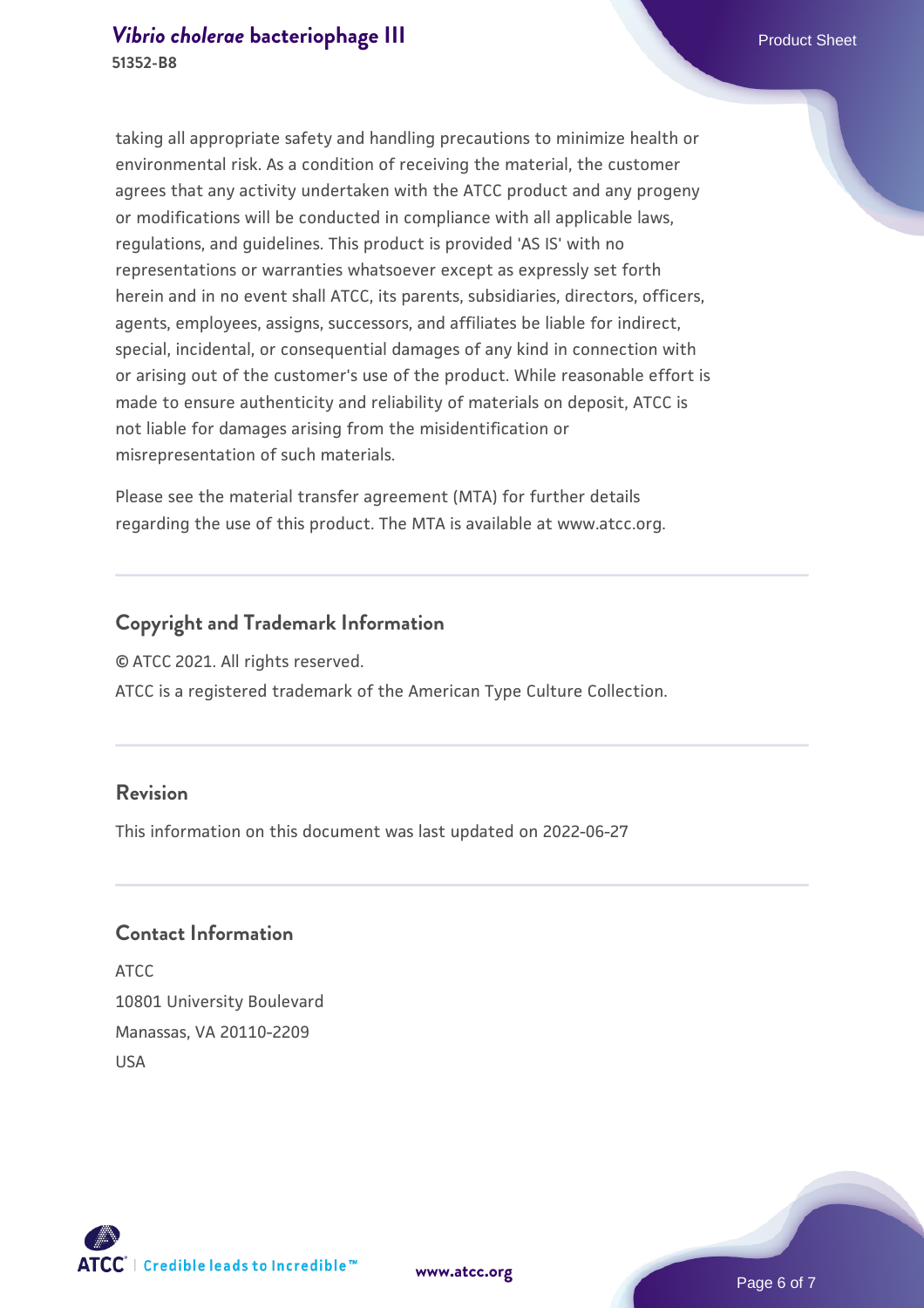taking all appropriate safety and handling precautions to minimize health or environmental risk. As a condition of receiving the material, the customer agrees that any activity undertaken with the ATCC product and any progeny or modifications will be conducted in compliance with all applicable laws, regulations, and guidelines. This product is provided 'AS IS' with no representations or warranties whatsoever except as expressly set forth herein and in no event shall ATCC, its parents, subsidiaries, directors, officers, agents, employees, assigns, successors, and affiliates be liable for indirect, special, incidental, or consequential damages of any kind in connection with or arising out of the customer's use of the product. While reasonable effort is made to ensure authenticity and reliability of materials on deposit, ATCC is not liable for damages arising from the misidentification or misrepresentation of such materials.

Please see the material transfer agreement (MTA) for further details regarding the use of this product. The MTA is available at www.atcc.org.

## Copyright and Trademark Information

© ATCC 2021. All rights reserved.

ATCC is a registered trademark of the American Type Culture Collection.

## Revision

This information on this document was last updated on 2022-06-27

## Contact Information

ATCC
10801 University Boulevard
Manassas, VA 20110-2209
USA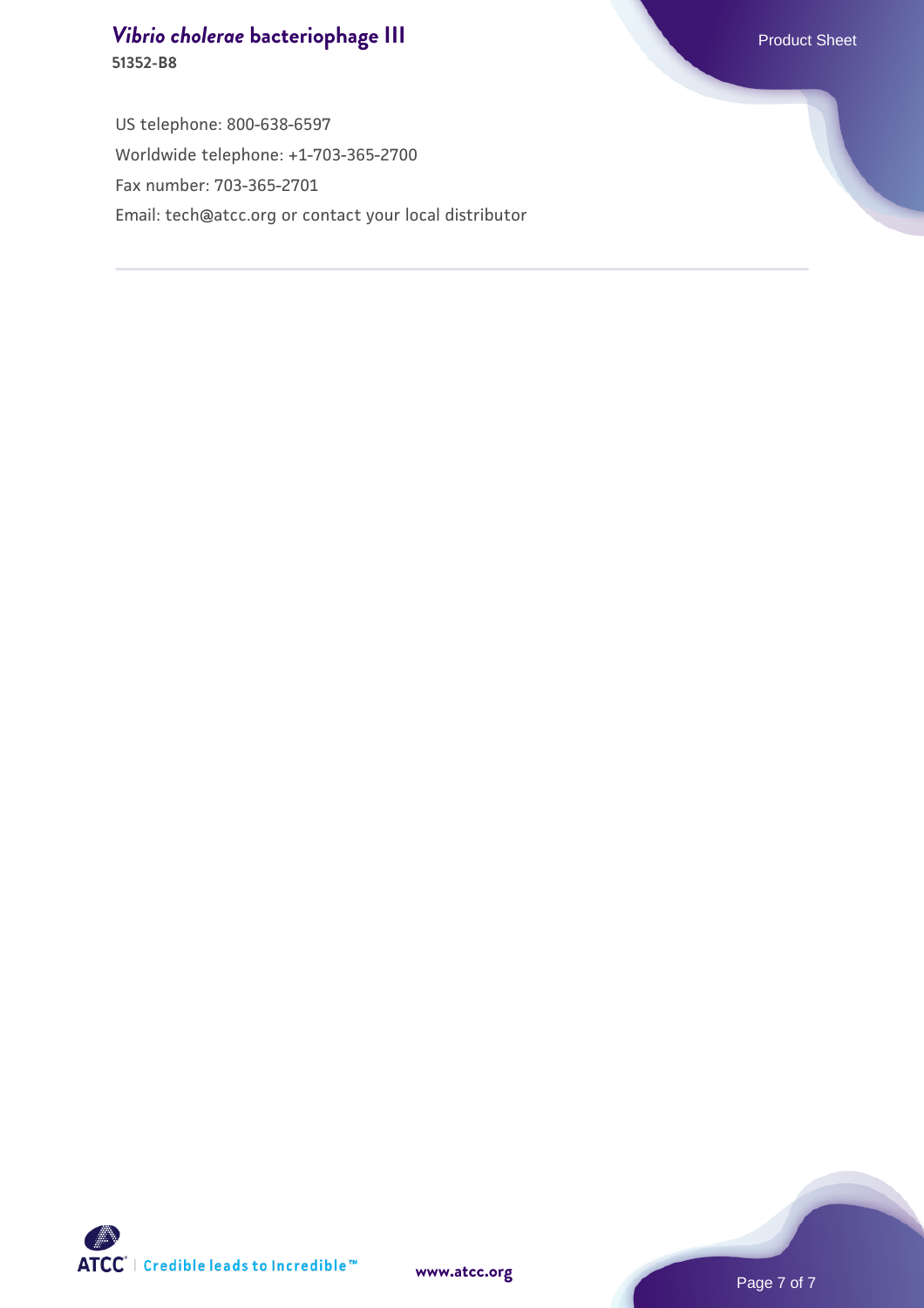US telephone: 800-638-6597

Worldwide telephone: +1-703-365-2700

Fax number: 703-365-2701

Email: tech@atcc.org or contact your local distributor